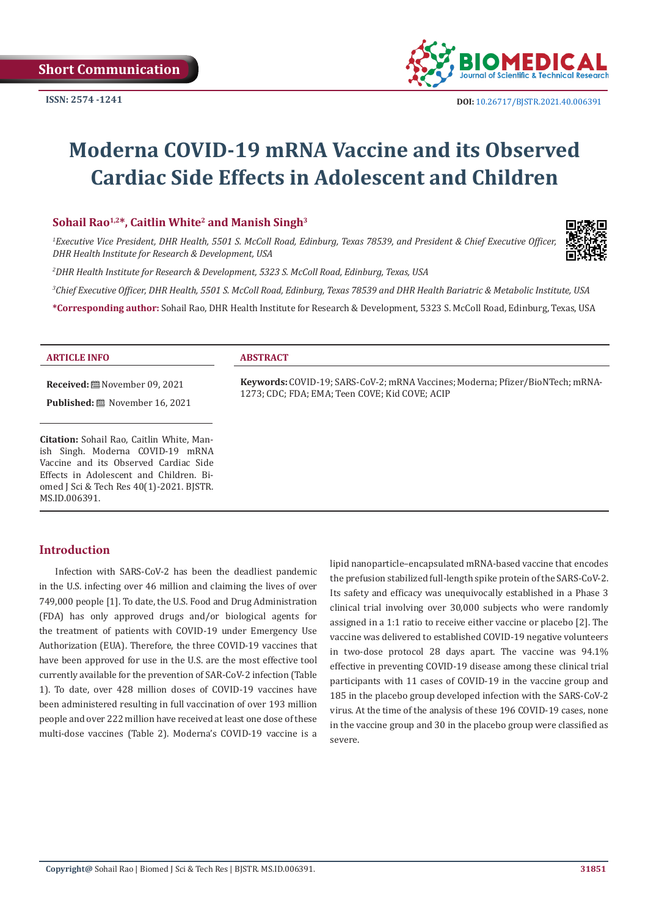Short Communication

ISSN: 2574 -1241

DOI: 10.26717/BJSTR.2021.40.006391

# Moderna COVID-19 mRNA Vaccine and its Observed Cardiac Side Effects in Adolescent and Children

**Sohail Rao[1,2]*, Caitlin White[2] and Manish Singh[3]**

*[1]Executive Vice President, DHR Health, 5501 S. McColl Road, Edinburg, Texas 78539, and President & Chief Executive Officer, DHR Health Institute for Research & Development, USA*

*[2]DHR Health Institute for Research & Development, 5323 S. McColl Road, Edinburg, Texas, USA*

*[3]Chief Executive Officer, DHR Health, 5501 S. McColl Road, Edinburg, Texas 78539 and DHR Health Bariatric & Metabolic Institute, USA*

**\*Corresponding author:** Sohail Rao, DHR Health Institute for Research & Development, 5323 S. McColl Road, Edinburg, Texas, USA

**ARTICLE INFO**

**Received:** November 09, 2021

**Published:** November 16, 2021

**Citation:** Sohail Rao, Caitlin White, Manish Singh. Moderna COVID-19 mRNA Vaccine and its Observed Cardiac Side Effects in Adolescent and Children. Biomed J Sci & Tech Res 40(1)-2021. BJSTR. MS.ID.006391.

**ABSTRACT**

**Keywords:** COVID-19; SARS-CoV-2; mRNA Vaccines; Moderna; Pfizer/BioNTech; mRNA-1273; CDC; FDA; EMA; Teen COVE; Kid COVE; ACIP

## Introduction

Infection with SARS-CoV-2 has been the deadliest pandemic in the U.S. infecting over 46 million and claiming the lives of over 749,000 people [1]. To date, the U.S. Food and Drug Administration (FDA) has only approved drugs and/or biological agents for the treatment of patients with COVID-19 under Emergency Use Authorization (EUA). Therefore, the three COVID-19 vaccines that have been approved for use in the U.S. are the most effective tool currently available for the prevention of SAR-CoV-2 infection (Table 1). To date, over 428 million doses of COVID-19 vaccines have been administered resulting in full vaccination of over 193 million people and over 222 million have received at least one dose of these multi-dose vaccines (Table 2). Moderna's COVID-19 vaccine is a lipid nanoparticle–encapsulated mRNA-based vaccine that encodes the prefusion stabilized full-length spike protein of the SARS-CoV-2. Its safety and efficacy was unequivocally established in a Phase 3 clinical trial involving over 30,000 subjects who were randomly assigned in a 1:1 ratio to receive either vaccine or placebo [2]. The vaccine was delivered to established COVID-19 negative volunteers in two-dose protocol 28 days apart. The vaccine was 94.1% effective in preventing COVID-19 disease among these clinical trial participants with 11 cases of COVID-19 in the vaccine group and 185 in the placebo group developed infection with the SARS-CoV-2 virus. At the time of the analysis of these 196 COVID-19 cases, none in the vaccine group and 30 in the placebo group were classified as severe.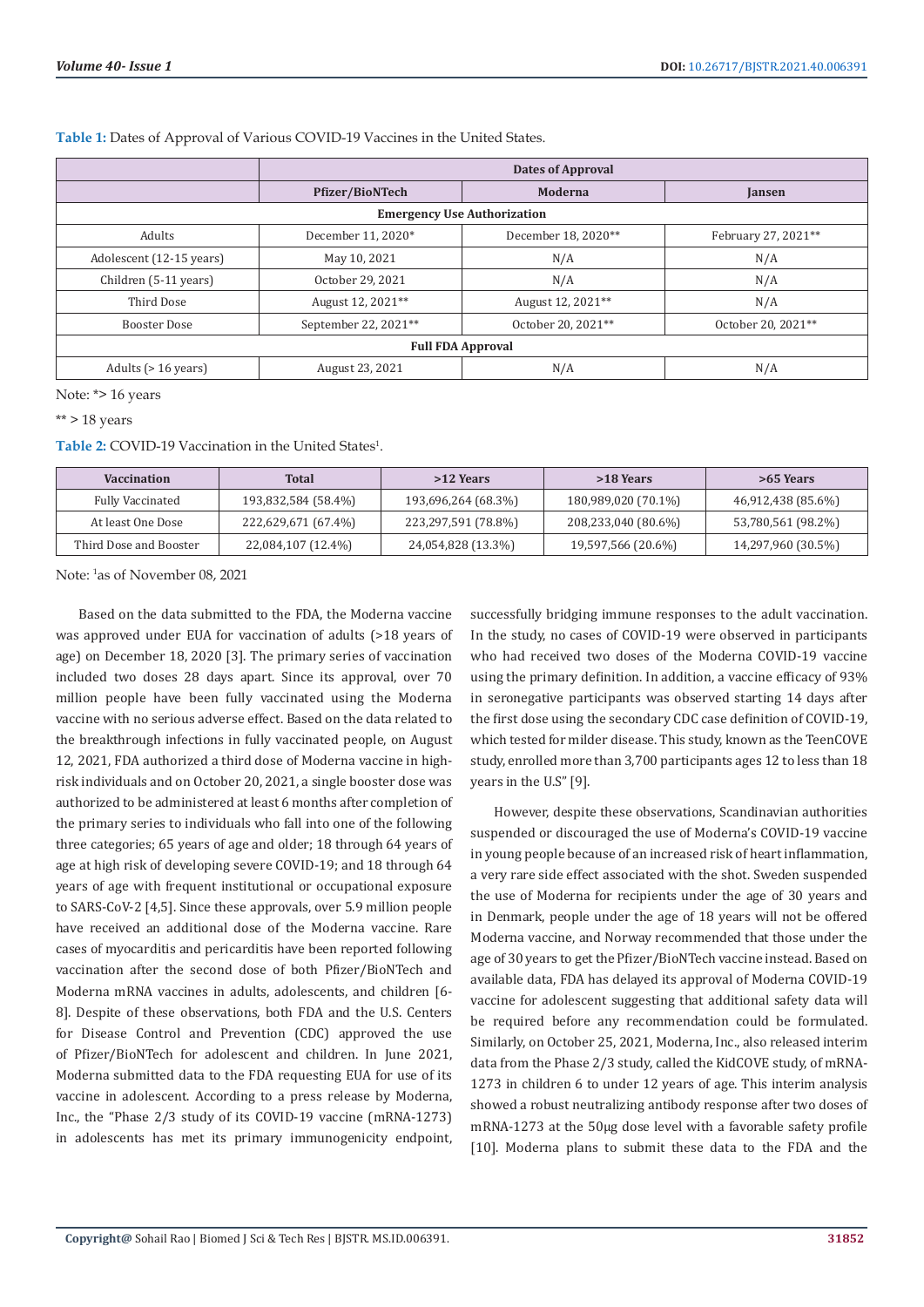**Table 1:** Dates of Approval of Various COVID-19 Vaccines in the United States.

| | Dates of Approval | | |
|---|---|---|---|
| | **Pfizer/BioNTech** | **Moderna** | **Jansen** |
| **Emergency Use Authorization** | | | |
| Adults | December 11, 2020* | December 18, 2020** | February 27, 2021** |
| Adolescent (12-15 years) | May 10, 2021 | N/A | N/A |
| Children (5-11 years) | October 29, 2021 | N/A | N/A |
| Third Dose | August 12, 2021** | August 12, 2021** | N/A |
| Booster Dose | September 22, 2021** | October 20, 2021** | October 20, 2021** |
| **Full FDA Approval** | | | |
| Adults (> 16 years) | August 23, 2021 | N/A | N/A |

Note: *> 16 years

** > 18 years

**Table 2:** COVID-19 Vaccination in the United States[1].

| Vaccination | Total | >12 Years | >18 Years | >65 Years |
|---|---|---|---|---|
| Fully Vaccinated | 193,832,584 (58.4%) | 193,696,264 (68.3%) | 180,989,020 (70.1%) | 46,912,438 (85.6%) |
| At least One Dose | 222,629,671 (67.4%) | 223,297,591 (78.8%) | 208,233,040 (80.6%) | 53,780,561 (98.2%) |
| Third Dose and Booster | 22,084,107 (12.4%) | 24,054,828 (13.3%) | 19,597,566 (20.6%) | 14,297,960 (30.5%) |

Note: [1]as of November 08, 2021

Based on the data submitted to the FDA, the Moderna vaccine was approved under EUA for vaccination of adults (>18 years of age) on December 18, 2020 [3]. The primary series of vaccination included two doses 28 days apart. Since its approval, over 70 million people have been fully vaccinated using the Moderna vaccine with no serious adverse effect. Based on the data related to the breakthrough infections in fully vaccinated people, on August 12, 2021, FDA authorized a third dose of Moderna vaccine in high-risk individuals and on October 20, 2021, a single booster dose was authorized to be administered at least 6 months after completion of the primary series to individuals who fall into one of the following three categories; 65 years of age and older; 18 through 64 years of age at high risk of developing severe COVID-19; and 18 through 64 years of age with frequent institutional or occupational exposure to SARS-CoV-2 [4,5]. Since these approvals, over 5.9 million people have received an additional dose of the Moderna vaccine. Rare cases of myocarditis and pericarditis have been reported following vaccination after the second dose of both Pfizer/BioNTech and Moderna mRNA vaccines in adults, adolescents, and children [6-8]. Despite of these observations, both FDA and the U.S. Centers for Disease Control and Prevention (CDC) approved the use of Pfizer/BioNTech for adolescent and children. In June 2021, Moderna submitted data to the FDA requesting EUA for use of its vaccine in adolescent. According to a press release by Moderna, Inc., the "Phase 2/3 study of its COVID-19 vaccine (mRNA-1273) in adolescents has met its primary immunogenicity endpoint, successfully bridging immune responses to the adult vaccination. In the study, no cases of COVID-19 were observed in participants who had received two doses of the Moderna COVID-19 vaccine using the primary definition. In addition, a vaccine efficacy of 93% in seronegative participants was observed starting 14 days after the first dose using the secondary CDC case definition of COVID-19, which tested for milder disease. This study, known as the TeenCOVE study, enrolled more than 3,700 participants ages 12 to less than 18 years in the U.S" [9].

However, despite these observations, Scandinavian authorities suspended or discouraged the use of Moderna's COVID-19 vaccine in young people because of an increased risk of heart inflammation, a very rare side effect associated with the shot. Sweden suspended the use of Moderna for recipients under the age of 30 years and in Denmark, people under the age of 18 years will not be offered Moderna vaccine, and Norway recommended that those under the age of 30 years to get the Pfizer/BioNTech vaccine instead. Based on available data, FDA has delayed its approval of Moderna COVID-19 vaccine for adolescent suggesting that additional safety data will be required before any recommendation could be formulated. Similarly, on October 25, 2021, Moderna, Inc., also released interim data from the Phase 2/3 study, called the KidCOVE study, of mRNA-1273 in children 6 to under 12 years of age. This interim analysis showed a robust neutralizing antibody response after two doses of mRNA-1273 at the 50μg dose level with a favorable safety profile [10]. Moderna plans to submit these data to the FDA and the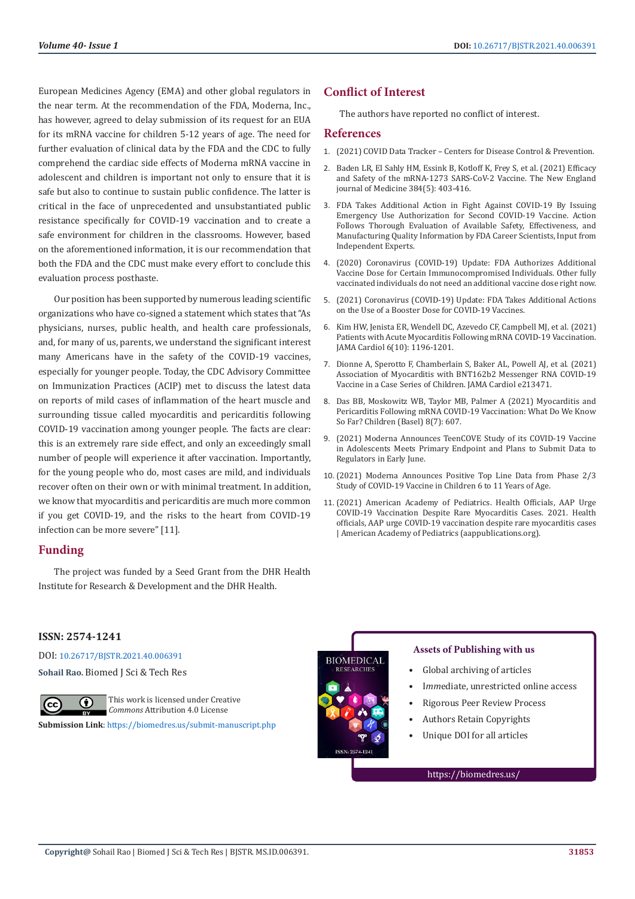European Medicines Agency (EMA) and other global regulators in the near term. At the recommendation of the FDA, Moderna, Inc., has however, agreed to delay submission of its request for an EUA for its mRNA vaccine for children 5-12 years of age. The need for further evaluation of clinical data by the FDA and the CDC to fully comprehend the cardiac side effects of Moderna mRNA vaccine in adolescent and children is important not only to ensure that it is safe but also to continue to sustain public confidence. The latter is critical in the face of unprecedented and unsubstantiated public resistance specifically for COVID-19 vaccination and to create a safe environment for children in the classrooms. However, based on the aforementioned information, it is our recommendation that both the FDA and the CDC must make every effort to conclude this evaluation process posthaste.

Our position has been supported by numerous leading scientific organizations who have co-signed a statement which states that "As physicians, nurses, public health, and health care professionals, and, for many of us, parents, we understand the significant interest many Americans have in the safety of the COVID-19 vaccines, especially for younger people. Today, the CDC Advisory Committee on Immunization Practices (ACIP) met to discuss the latest data on reports of mild cases of inflammation of the heart muscle and surrounding tissue called myocarditis and pericarditis following COVID-19 vaccination among younger people. The facts are clear: this is an extremely rare side effect, and only an exceedingly small number of people will experience it after vaccination. Importantly, for the young people who do, most cases are mild, and individuals recover often on their own or with minimal treatment. In addition, we know that myocarditis and pericarditis are much more common if you get COVID-19, and the risks to the heart from COVID-19 infection can be more severe" [11].

## Funding

The project was funded by a Seed Grant from the DHR Health Institute for Research & Development and the DHR Health.

## Conflict of Interest

The authors have reported no conflict of interest.

## References

1. (2021) COVID Data Tracker – Centers for Disease Control & Prevention.
2. Baden LR, El Sahly HM, Essink B, Kotloff K, Frey S, et al. (2021) Efficacy and Safety of the mRNA-1273 SARS-CoV-2 Vaccine. The New England journal of Medicine 384(5): 403-416.
3. FDA Takes Additional Action in Fight Against COVID-19 By Issuing Emergency Use Authorization for Second COVID-19 Vaccine. Action Follows Thorough Evaluation of Available Safety, Effectiveness, and Manufacturing Quality Information by FDA Career Scientists, Input from Independent Experts.
4. (2020) Coronavirus (COVID-19) Update: FDA Authorizes Additional Vaccine Dose for Certain Immunocompromised Individuals. Other fully vaccinated individuals do not need an additional vaccine dose right now.
5. (2021) Coronavirus (COVID-19) Update: FDA Takes Additional Actions on the Use of a Booster Dose for COVID-19 Vaccines.
6. Kim HW, Jenista ER, Wendell DC, Azevedo CF, Campbell MJ, et al. (2021) Patients with Acute Myocarditis Following mRNA COVID-19 Vaccination. JAMA Cardiol 6(10): 1196-1201.
7. Dionne A, Sperotto F, Chamberlain S, Baker AL, Powell AJ, et al. (2021) Association of Myocarditis with BNT162b2 Messenger RNA COVID-19 Vaccine in a Case Series of Children. JAMA Cardiol e213471.
8. Das BB, Moskowitz WB, Taylor MB, Palmer A (2021) Myocarditis and Pericarditis Following mRNA COVID-19 Vaccination: What Do We Know So Far? Children (Basel) 8(7): 607.
9. (2021) Moderna Announces TeenCOVE Study of its COVID-19 Vaccine in Adolescents Meets Primary Endpoint and Plans to Submit Data to Regulators in Early June.
10. (2021) Moderna Announces Positive Top Line Data from Phase 2/3 Study of COVID-19 Vaccine in Children 6 to 11 Years of Age.
11. (2021) American Academy of Pediatrics. Health Officials, AAP Urge COVID-19 Vaccination Despite Rare Myocarditis Cases. 2021. Health officials, AAP urge COVID-19 vaccination despite rare myocarditis cases | American Academy of Pediatrics (aappublications.org).

**ISSN: 2574-1241**

DOI: 10.26717/BJSTR.2021.40.006391

**Sohail Rao.** Biomed J Sci & Tech Res

This work is licensed under Creative *Commons* Attribution 4.0 License

**Submission Link**: https://biomedres.us/submit-manuscript.php

**Assets of Publishing with us**

- Global archiving of articles
- Immediate, unrestricted online access
- Rigorous Peer Review Process
- Authors Retain Copyrights
- Unique DOI for all articles

https://biomedres.us/